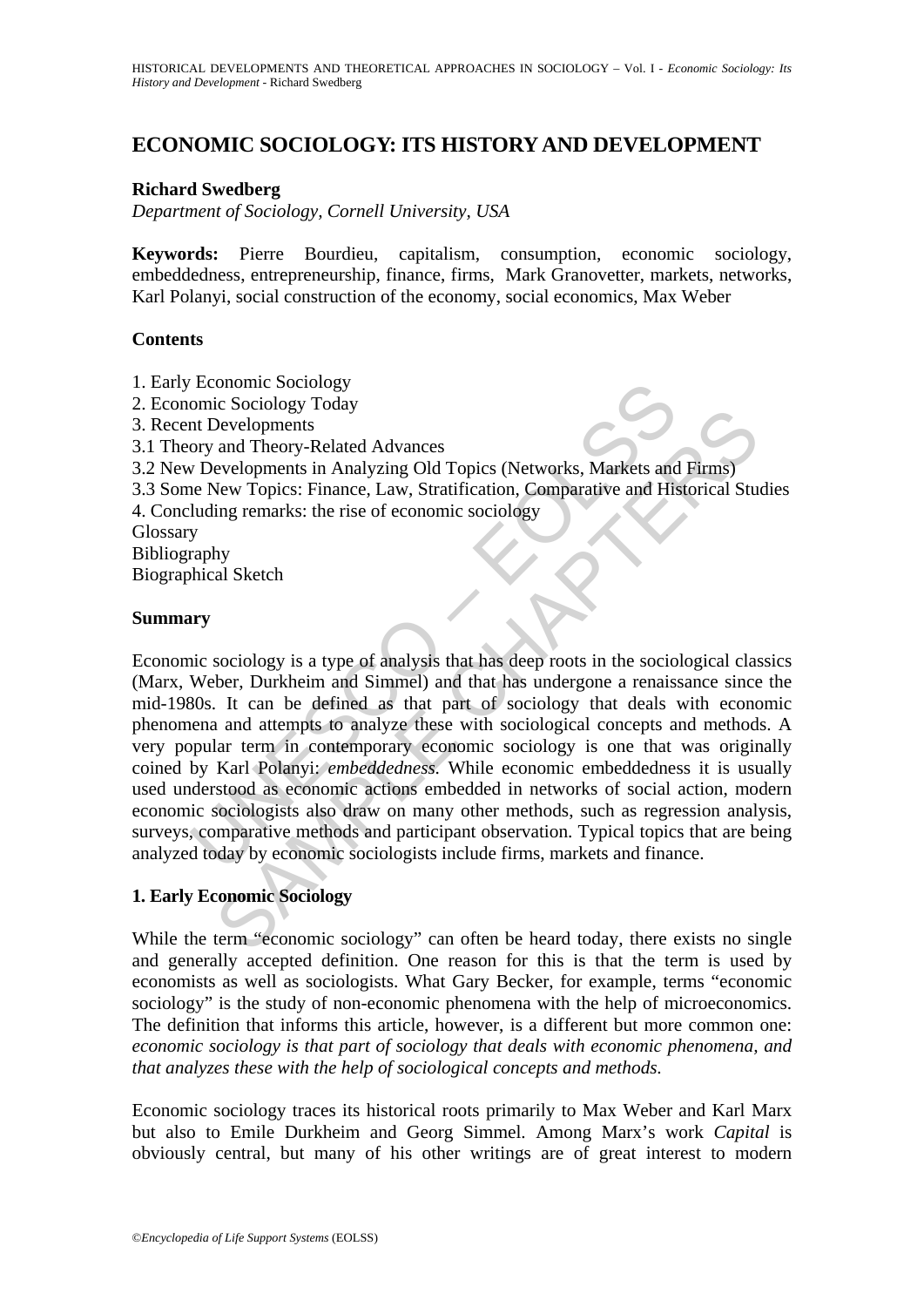# ECONOMIC SOCIOLOGY: ITS HISTORY AND DEVELOPMENT

**Richard Swedberg**

*Department of Sociology, Cornell University, USA*

**Keywords:** Pierre Bourdieu, capitalism, consumption, economic sociology, embeddedness, entrepreneurship, finance, firms, Mark Granovetter, markets, networks, Karl Polanyi, social construction of the economy, social economics, Max Weber

## Contents

1. Early Economic Sociology
2. Economic Sociology Today
3. Recent Developments
3.1 Theory and Theory-Related Advances
3.2 New Developments in Analyzing Old Topics (Networks, Markets and Firms)
3.3 Some New Topics: Finance, Law, Stratification, Comparative and Historical Studies
4. Concluding remarks: the rise of economic sociology

Glossary
Bibliography
Biographical Sketch

## Summary

Economic sociology is a type of analysis that has deep roots in the sociological classics (Marx, Weber, Durkheim and Simmel) and that has undergone a renaissance since the mid-1980s. It can be defined as that part of sociology that deals with economic phenomena and attempts to analyze these with sociological concepts and methods. A very popular term in contemporary economic sociology is one that was originally coined by Karl Polanyi: *embeddedness.* While economic embeddedness it is usually used understood as economic actions embedded in networks of social action, modern economic sociologists also draw on many other methods, such as regression analysis, surveys, comparative methods and participant observation. Typical topics that are being analyzed today by economic sociologists include firms, markets and finance.

## 1. Early Economic Sociology

While the term "economic sociology" can often be heard today, there exists no single and generally accepted definition. One reason for this is that the term is used by economists as well as sociologists. What Gary Becker, for example, terms "economic sociology" is the study of non-economic phenomena with the help of microeconomics. The definition that informs this article, however, is a different but more common one: *economic sociology is that part of sociology that deals with economic phenomena, and that analyzes these with the help of sociological concepts and methods.*

Economic sociology traces its historical roots primarily to Max Weber and Karl Marx but also to Emile Durkheim and Georg Simmel. Among Marx's work *Capital* is obviously central, but many of his other writings are of great interest to modern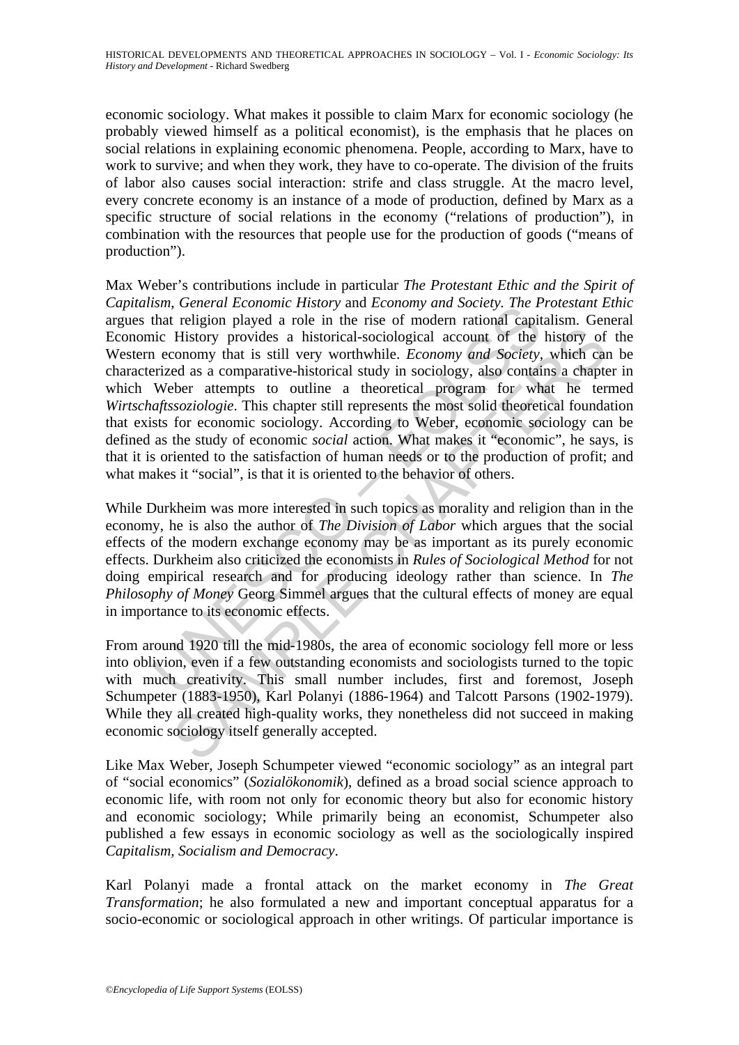economic sociology. What makes it possible to claim Marx for economic sociology (he probably viewed himself as a political economist), is the emphasis that he places on social relations in explaining economic phenomena. People, according to Marx, have to work to survive; and when they work, they have to co-operate. The division of the fruits of labor also causes social interaction: strife and class struggle. At the macro level, every concrete economy is an instance of a mode of production, defined by Marx as a specific structure of social relations in the economy ("relations of production"), in combination with the resources that people use for the production of goods ("means of production").

Max Weber's contributions include in particular *The Protestant Ethic and the Spirit of Capitalism*, *General Economic History* and *Economy and Society*. *The Protestant Ethic* argues that religion played a role in the rise of modern rational capitalism. General Economic History provides a historical-sociological account of the history of the Western economy that is still very worthwhile. *Economy and Society*, which can be characterized as a comparative-historical study in sociology, also contains a chapter in which Weber attempts to outline a theoretical program for what he termed *Wirtschaftssoziologie*. This chapter still represents the most solid theoretical foundation that exists for economic sociology. According to Weber, economic sociology can be defined as the study of economic *social* action. What makes it "economic", he says, is that it is oriented to the satisfaction of human needs or to the production of profit; and what makes it "social", is that it is oriented to the behavior of others.

While Durkheim was more interested in such topics as morality and religion than in the economy, he is also the author of *The Division of Labor* which argues that the social effects of the modern exchange economy may be as important as its purely economic effects. Durkheim also criticized the economists in *Rules of Sociological Method* for not doing empirical research and for producing ideology rather than science. In *The Philosophy of Money* Georg Simmel argues that the cultural effects of money are equal in importance to its economic effects.

From around 1920 till the mid-1980s, the area of economic sociology fell more or less into oblivion, even if a few outstanding economists and sociologists turned to the topic with much creativity. This small number includes, first and foremost, Joseph Schumpeter (1883-1950), Karl Polanyi (1886-1964) and Talcott Parsons (1902-1979). While they all created high-quality works, they nonetheless did not succeed in making economic sociology itself generally accepted.

Like Max Weber, Joseph Schumpeter viewed "economic sociology" as an integral part of "social economics" (*Sozialökonomik*), defined as a broad social science approach to economic life, with room not only for economic theory but also for economic history and economic sociology; While primarily being an economist, Schumpeter also published a few essays in economic sociology as well as the sociologically inspired *Capitalism, Socialism and Democracy*.

Karl Polanyi made a frontal attack on the market economy in *The Great Transformation*; he also formulated a new and important conceptual apparatus for a socio-economic or sociological approach in other writings. Of particular importance is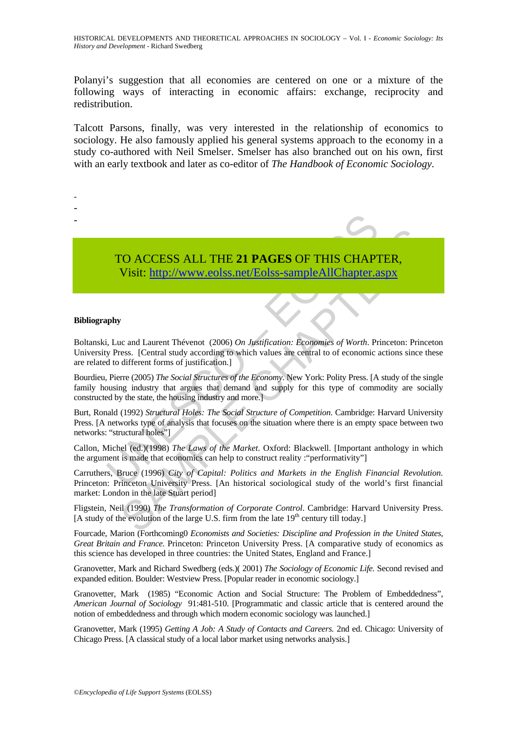Polanyi's suggestion that all economies are centered on one or a mixture of the following ways of interacting in economic affairs: exchange, reciprocity and redistribution.

Talcott Parsons, finally, was very interested in the relationship of economics to sociology. He also famously applied his general systems approach to the economy in a study co-authored with Neil Smelser. Smelser has also branched out on his own, first with an early textbook and later as co-editor of *The Handbook of Economic Sociology*.

-
-
-

TO ACCESS ALL THE **21 PAGES** OF THIS CHAPTER,
Visit: http://www.eolss.net/Eolss-sampleAllChapter.aspx

**Bibliography**

Boltanski, Luc and Laurent Thévenot (2006) *On Justification: Economies of Worth*. Princeton: Princeton University Press. [Central study according to which values are central to of economic actions since these are related to different forms of justification.]

Bourdieu, Pierre (2005) *The Social Structures of the Economy*. New York: Polity Press. [A study of the single family housing industry that argues that demand and supply for this type of commodity are socially constructed by the state, the housing industry and more.]

Burt, Ronald (1992) *Structural Holes: The Social Structure of Competition*. Cambridge: Harvard University Press. [A networks type of analysis that focuses on the situation where there is an empty space between two networks: "structural holes"]

Callon, Michel (ed.)(1998) *The Laws of the Market*. Oxford: Blackwell. [Important anthology in which the argument is made that economics can help to construct reality :"performativity"]

Carruthers, Bruce (1996) *City of Capital: Politics and Markets in the English Financial Revolution*. Princeton: Princeton University Press. [An historical sociological study of the world's first financial market: London in the late Stuart period]

Fligstein, Neil (1990) *The Transformation of Corporate Control*. Cambridge: Harvard University Press. [A study of the evolution of the large U.S. firm from the late 19th century till today.]

Fourcade, Marion (Forthcoming0 *Economists and Societies: Discipline and Profession in the United States, Great Britain and France*. Princeton: Princeton University Press. [A comparative study of economics as this science has developed in three countries: the United States, England and France.]

Granovetter, Mark and Richard Swedberg (eds.)( 2001) *The Sociology of Economic Life*. Second revised and expanded edition. Boulder: Westview Press. [Popular reader in economic sociology.]

Granovetter, Mark (1985) "Economic Action and Social Structure: The Problem of Embeddedness", *American Journal of Sociology* 91:481-510. [Programmatic and classic article that is centered around the notion of embeddedness and through which modern economic sociology was launched.]

Granovetter, Mark (1995) *Getting A Job: A Study of Contacts and Careers*. 2nd ed. Chicago: University of Chicago Press. [A classical study of a local labor market using networks analysis.]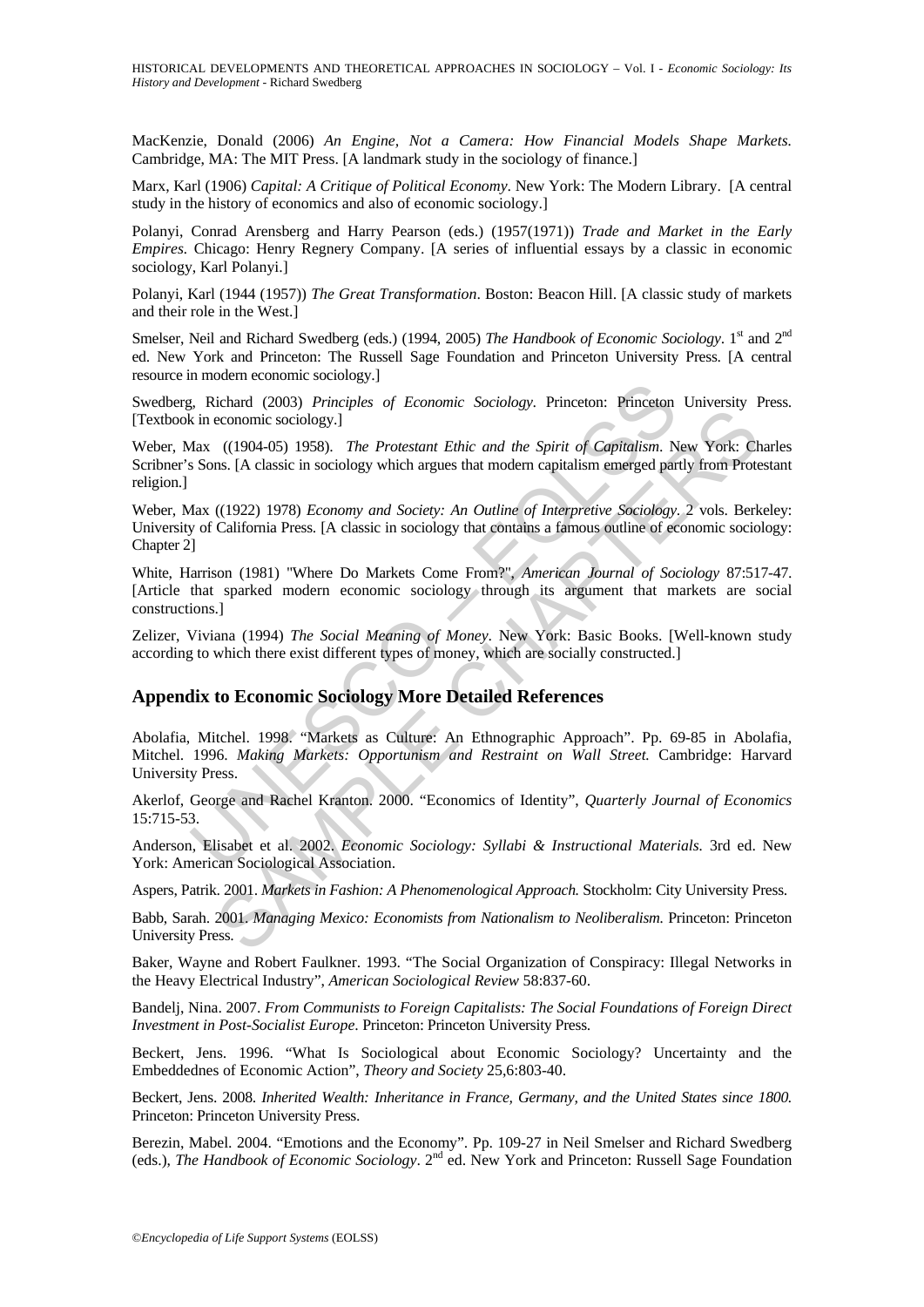MacKenzie, Donald (2006) *An Engine, Not a Camera: How Financial Models Shape Markets.* Cambridge, MA: The MIT Press. [A landmark study in the sociology of finance.]

Marx, Karl (1906) *Capital: A Critique of Political Economy*. New York: The Modern Library. [A central study in the history of economics and also of economic sociology.]

Polanyi, Conrad Arensberg and Harry Pearson (eds.) (1957(1971)) *Trade and Market in the Early Empires*. Chicago: Henry Regnery Company. [A series of influential essays by a classic in economic sociology, Karl Polanyi.]

Polanyi, Karl (1944 (1957)) *The Great Transformation*. Boston: Beacon Hill. [A classic study of markets and their role in the West.]

Smelser, Neil and Richard Swedberg (eds.) (1994, 2005) *The Handbook of Economic Sociology*. 1st and 2nd ed. New York and Princeton: The Russell Sage Foundation and Princeton University Press. [A central resource in modern economic sociology.]

Swedberg, Richard (2003) *Principles of Economic Sociology*. Princeton: Princeton University Press. [Textbook in economic sociology.]

Weber, Max ((1904-05) 1958). *The Protestant Ethic and the Spirit of Capitalism*. New York: Charles Scribner's Sons. [A classic in sociology which argues that modern capitalism emerged partly from Protestant religion.]

Weber, Max ((1922) 1978) *Economy and Society: An Outline of Interpretive Sociology*. 2 vols. Berkeley: University of California Press. [A classic in sociology that contains a famous outline of economic sociology: Chapter 2]

White, Harrison (1981) "Where Do Markets Come From?", *American Journal of Sociology* 87:517-47. [Article that sparked modern economic sociology through its argument that markets are social constructions.]

Zelizer, Viviana (1994) *The Social Meaning of Money*. New York: Basic Books. [Well-known study according to which there exist different types of money, which are socially constructed.]

## Appendix to Economic Sociology More Detailed References

Abolafia, Mitchel. 1998. "Markets as Culture: An Ethnographic Approach". Pp. 69-85 in Abolafia, Mitchel. 1996. *Making Markets: Opportunism and Restraint on Wall Street.* Cambridge: Harvard University Press.

Akerlof, George and Rachel Kranton. 2000. "Economics of Identity", *Quarterly Journal of Economics* 15:715-53.

Anderson, Elisabet et al. 2002. *Economic Sociology: Syllabi & Instructional Materials.* 3rd ed. New York: American Sociological Association.

Aspers, Patrik. 2001. *Markets in Fashion: A Phenomenological Approach.* Stockholm: City University Press.

Babb, Sarah. 2001. *Managing Mexico: Economists from Nationalism to Neoliberalism.* Princeton: Princeton University Press.

Baker, Wayne and Robert Faulkner. 1993. "The Social Organization of Conspiracy: Illegal Networks in the Heavy Electrical Industry", *American Sociological Review* 58:837-60.

Bandelj, Nina. 2007. *From Communists to Foreign Capitalists: The Social Foundations of Foreign Direct Investment in Post-Socialist Europe.* Princeton: Princeton University Press.

Beckert, Jens. 1996. "What Is Sociological about Economic Sociology? Uncertainty and the Embeddednes of Economic Action", *Theory and Society* 25,6:803-40.

Beckert, Jens. 2008. *Inherited Wealth: Inheritance in France, Germany, and the United States since 1800.* Princeton: Princeton University Press.

Berezin, Mabel. 2004. "Emotions and the Economy". Pp. 109-27 in Neil Smelser and Richard Swedberg (eds.), *The Handbook of Economic Sociology*. 2nd ed. New York and Princeton: Russell Sage Foundation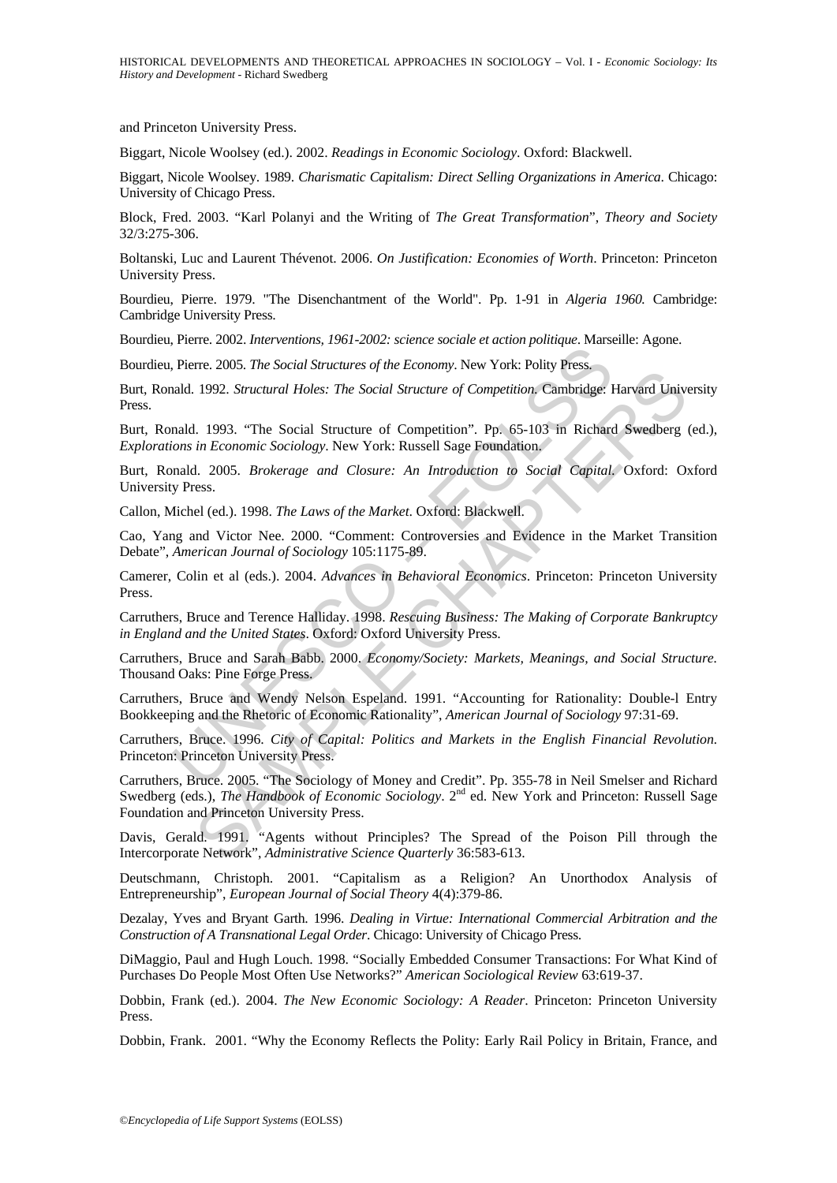and Princeton University Press.

Biggart, Nicole Woolsey (ed.). 2002. *Readings in Economic Sociology*. Oxford: Blackwell.

Biggart, Nicole Woolsey. 1989. *Charismatic Capitalism: Direct Selling Organizations in America*. Chicago: University of Chicago Press.

Block, Fred. 2003. "Karl Polanyi and the Writing of *The Great Transformation*", *Theory and Society* 32/3:275-306.

Boltanski, Luc and Laurent Thévenot. 2006. *On Justification: Economies of Worth*. Princeton: Princeton University Press.

Bourdieu, Pierre. 1979. "The Disenchantment of the World". Pp. 1-91 in *Algeria 1960.* Cambridge: Cambridge University Press.

Bourdieu, Pierre. 2002. *Interventions, 1961-2002: science sociale et action politique*. Marseille: Agone.

Bourdieu, Pierre. 2005. *The Social Structures of the Economy*. New York: Polity Press.

Burt, Ronald. 1992. *Structural Holes: The Social Structure of Competition*. Cambridge: Harvard University Press.

Burt, Ronald. 1993. "The Social Structure of Competition". Pp. 65-103 in Richard Swedberg (ed.), *Explorations in Economic Sociology*. New York: Russell Sage Foundation.

Burt, Ronald. 2005. *Brokerage and Closure: An Introduction to Social Capital*. Oxford: Oxford University Press.

Callon, Michel (ed.). 1998. *The Laws of the Market*. Oxford: Blackwell.

Cao, Yang and Victor Nee. 2000. "Comment: Controversies and Evidence in the Market Transition Debate", *American Journal of Sociology* 105:1175-89.

Camerer, Colin et al (eds.). 2004. *Advances in Behavioral Economics*. Princeton: Princeton University Press.

Carruthers, Bruce and Terence Halliday. 1998. *Rescuing Business: The Making of Corporate Bankruptcy in England and the United States*. Oxford: Oxford University Press.

Carruthers, Bruce and Sarah Babb. 2000. *Economy/Society: Markets, Meanings, and Social Structure*. Thousand Oaks: Pine Forge Press.

Carruthers, Bruce and Wendy Nelson Espeland. 1991. "Accounting for Rationality: Double-l Entry Bookkeeping and the Rhetoric of Economic Rationality", *American Journal of Sociology* 97:31-69.

Carruthers, Bruce. 1996. *City of Capital: Politics and Markets in the English Financial Revolution*. Princeton: Princeton University Press.

Carruthers, Bruce. 2005. "The Sociology of Money and Credit". Pp. 355-78 in Neil Smelser and Richard Swedberg (eds.), *The Handbook of Economic Sociology*. 2nd ed. New York and Princeton: Russell Sage Foundation and Princeton University Press.

Davis, Gerald. 1991. "Agents without Principles? The Spread of the Poison Pill through the Intercorporate Network", *Administrative Science Quarterly* 36:583-613.

Deutschmann, Christoph. 2001. "Capitalism as a Religion? An Unorthodox Analysis of Entrepreneurship", *European Journal of Social Theory* 4(4):379-86.

Dezalay, Yves and Bryant Garth. 1996. *Dealing in Virtue: International Commercial Arbitration and the Construction of A Transnational Legal Order*. Chicago: University of Chicago Press.

DiMaggio, Paul and Hugh Louch. 1998. "Socially Embedded Consumer Transactions: For What Kind of Purchases Do People Most Often Use Networks?" *American Sociological Review* 63:619-37.

Dobbin, Frank (ed.). 2004. *The New Economic Sociology: A Reader*. Princeton: Princeton University Press.

Dobbin, Frank. 2001. "Why the Economy Reflects the Polity: Early Rail Policy in Britain, France, and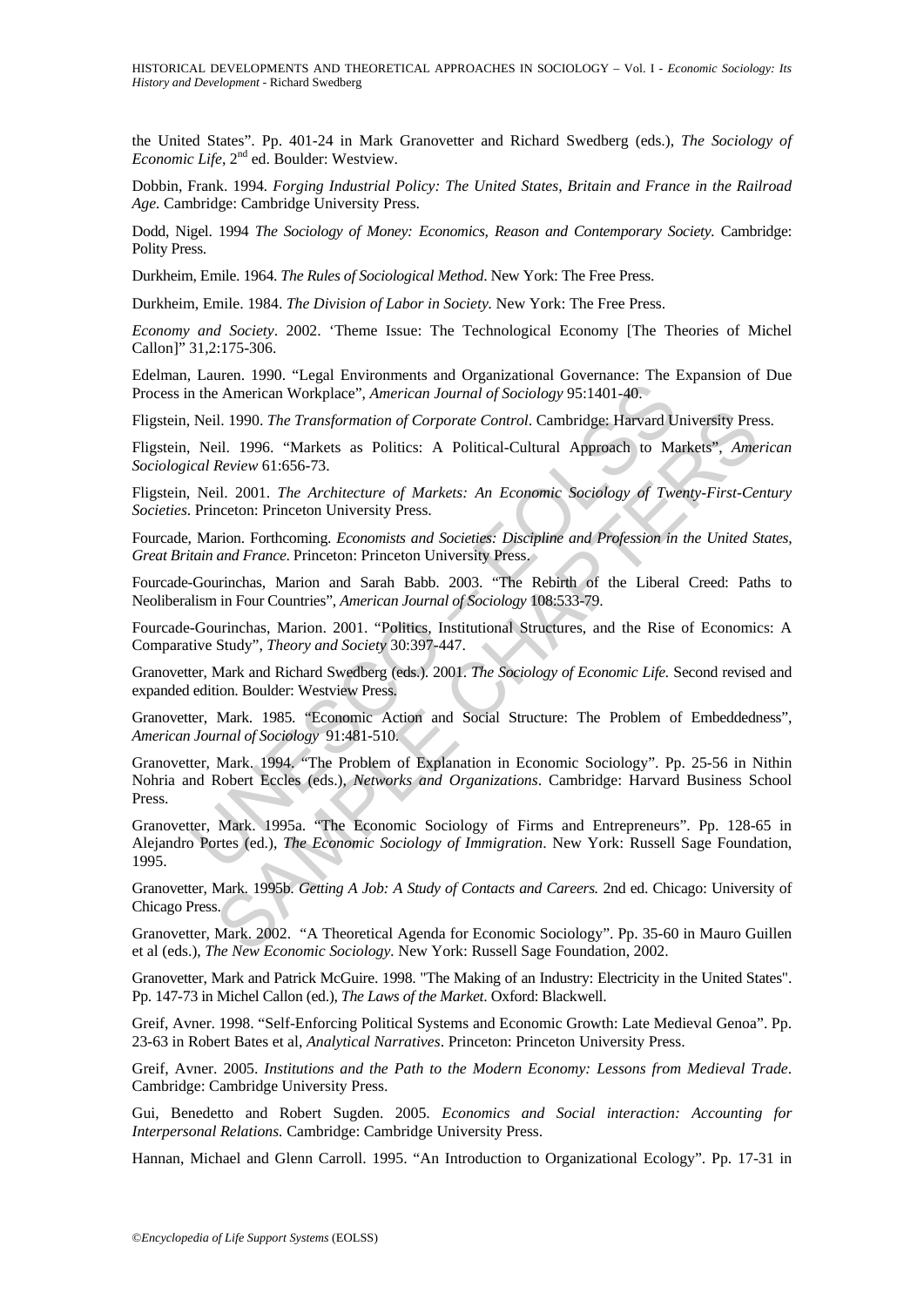the United States". Pp. 401-24 in Mark Granovetter and Richard Swedberg (eds.), *The Sociology of Economic Life*, 2nd ed. Boulder: Westview.

Dobbin, Frank. 1994. *Forging Industrial Policy: The United States, Britain and France in the Railroad Age*. Cambridge: Cambridge University Press.

Dodd, Nigel. 1994 *The Sociology of Money: Economics, Reason and Contemporary Society*. Cambridge: Polity Press.

Durkheim, Emile. 1964. *The Rules of Sociological Method*. New York: The Free Press.

Durkheim, Emile. 1984. *The Division of Labor in Society*. New York: The Free Press.

*Economy and Society*. 2002. 'Theme Issue: The Technological Economy [The Theories of Michel Callon]" 31,2:175-306.

Edelman, Lauren. 1990. "Legal Environments and Organizational Governance: The Expansion of Due Process in the American Workplace", *American Journal of Sociology* 95:1401-40.

Fligstein, Neil. 1990. *The Transformation of Corporate Control*. Cambridge: Harvard University Press.

Fligstein, Neil. 1996. "Markets as Politics: A Political-Cultural Approach to Markets", *American Sociological Review* 61:656-73.

Fligstein, Neil. 2001. *The Architecture of Markets: An Economic Sociology of Twenty-First-Century Societies*. Princeton: Princeton University Press.

Fourcade, Marion. Forthcoming. *Economists and Societies: Discipline and Profession in the United States, Great Britain and France*. Princeton: Princeton University Press.

Fourcade-Gourinchas, Marion and Sarah Babb. 2003. "The Rebirth of the Liberal Creed: Paths to Neoliberalism in Four Countries", *American Journal of Sociology* 108:533-79.

Fourcade-Gourinchas, Marion. 2001. "Politics, Institutional Structures, and the Rise of Economics: A Comparative Study", *Theory and Society* 30:397-447.

Granovetter, Mark and Richard Swedberg (eds.). 2001. *The Sociology of Economic Life*. Second revised and expanded edition. Boulder: Westview Press.

Granovetter, Mark. 1985. "Economic Action and Social Structure: The Problem of Embeddedness", *American Journal of Sociology* 91:481-510.

Granovetter, Mark. 1994. "The Problem of Explanation in Economic Sociology". Pp. 25-56 in Nithin Nohria and Robert Eccles (eds.), *Networks and Organizations*. Cambridge: Harvard Business School Press.

Granovetter, Mark. 1995a. "The Economic Sociology of Firms and Entrepreneurs". Pp. 128-65 in Alejandro Portes (ed.), *The Economic Sociology of Immigration*. New York: Russell Sage Foundation, 1995.

Granovetter, Mark. 1995b. *Getting A Job: A Study of Contacts and Careers.* 2nd ed. Chicago: University of Chicago Press.

Granovetter, Mark. 2002. "A Theoretical Agenda for Economic Sociology". Pp. 35-60 in Mauro Guillen et al (eds.), *The New Economic Sociology*. New York: Russell Sage Foundation, 2002.

Granovetter, Mark and Patrick McGuire. 1998. "The Making of an Industry: Electricity in the United States". Pp. 147-73 in Michel Callon (ed.), *The Laws of the Market*. Oxford: Blackwell.

Greif, Avner. 1998. "Self-Enforcing Political Systems and Economic Growth: Late Medieval Genoa". Pp. 23-63 in Robert Bates et al, *Analytical Narratives*. Princeton: Princeton University Press.

Greif, Avner. 2005. *Institutions and the Path to the Modern Economy: Lessons from Medieval Trade*. Cambridge: Cambridge University Press.

Gui, Benedetto and Robert Sugden. 2005. *Economics and Social interaction: Accounting for Interpersonal Relations.* Cambridge: Cambridge University Press.

Hannan, Michael and Glenn Carroll. 1995. "An Introduction to Organizational Ecology". Pp. 17-31 in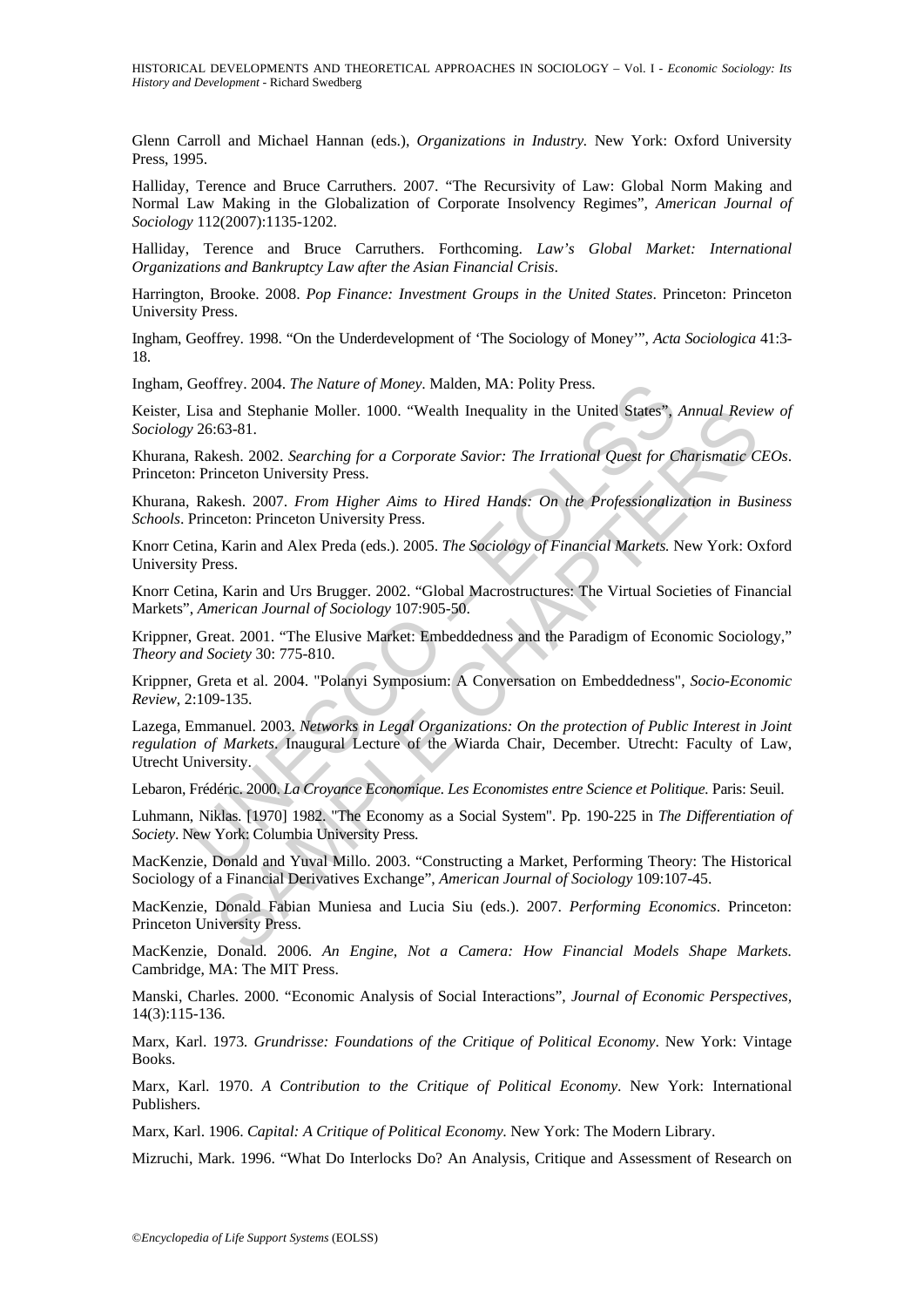Glenn Carroll and Michael Hannan (eds.), *Organizations in Industry*. New York: Oxford University Press, 1995.

Halliday, Terence and Bruce Carruthers. 2007. "The Recursivity of Law: Global Norm Making and Normal Law Making in the Globalization of Corporate Insolvency Regimes", *American Journal of Sociology* 112(2007):1135-1202.

Halliday, Terence and Bruce Carruthers. Forthcoming. *Law's Global Market: International Organizations and Bankruptcy Law after the Asian Financial Crisis*.

Harrington, Brooke. 2008. *Pop Finance: Investment Groups in the United States*. Princeton: Princeton University Press.

Ingham, Geoffrey. 1998. "On the Underdevelopment of 'The Sociology of Money'", *Acta Sociologica* 41:3-18.

Ingham, Geoffrey. 2004. *The Nature of Money*. Malden, MA: Polity Press.

Keister, Lisa and Stephanie Moller. 1000. "Wealth Inequality in the United States", *Annual Review of Sociology* 26:63-81.

Khurana, Rakesh. 2002. *Searching for a Corporate Savior: The Irrational Quest for Charismatic CEOs*. Princeton: Princeton University Press.

Khurana, Rakesh. 2007. *From Higher Aims to Hired Hands: On the Professionalization in Business Schools*. Princeton: Princeton University Press.

Knorr Cetina, Karin and Alex Preda (eds.). 2005. *The Sociology of Financial Markets*. New York: Oxford University Press.

Knorr Cetina, Karin and Urs Brugger. 2002. "Global Macrostructures: The Virtual Societies of Financial Markets", *American Journal of Sociology* 107:905-50.

Krippner, Great. 2001. "The Elusive Market: Embeddedness and the Paradigm of Economic Sociology," *Theory and Society* 30: 775-810.

Krippner, Greta et al. 2004. "Polanyi Symposium: A Conversation on Embeddedness", *Socio-Economic Review*, 2:109-135.

Lazega, Emmanuel. 2003. *Networks in Legal Organizations: On the protection of Public Interest in Joint regulation of Markets*. Inaugural Lecture of the Wiarda Chair, December. Utrecht: Faculty of Law, Utrecht University.

Lebaron, Frédéric. 2000. *La Croyance Economique. Les Economistes entre Science et Politique.* Paris: Seuil.

Luhmann, Niklas. [1970] 1982. "The Economy as a Social System". Pp. 190-225 in *The Differentiation of Society*. New York: Columbia University Press.

MacKenzie, Donald and Yuval Millo. 2003. "Constructing a Market, Performing Theory: The Historical Sociology of a Financial Derivatives Exchange", *American Journal of Sociology* 109:107-45.

MacKenzie, Donald Fabian Muniesa and Lucia Siu (eds.). 2007. *Performing Economics*. Princeton: Princeton University Press.

MacKenzie, Donald. 2006. *An Engine, Not a Camera: How Financial Models Shape Markets.* Cambridge, MA: The MIT Press.

Manski, Charles. 2000. "Economic Analysis of Social Interactions", *Journal of Economic Perspectives*, 14(3):115-136.

Marx, Karl. 1973. *Grundrisse: Foundations of the Critique of Political Economy*. New York: Vintage Books.

Marx, Karl. 1970. *A Contribution to the Critique of Political Economy*. New York: International Publishers.

Marx, Karl. 1906. *Capital: A Critique of Political Economy.* New York: The Modern Library.

Mizruchi, Mark. 1996. "What Do Interlocks Do? An Analysis, Critique and Assessment of Research on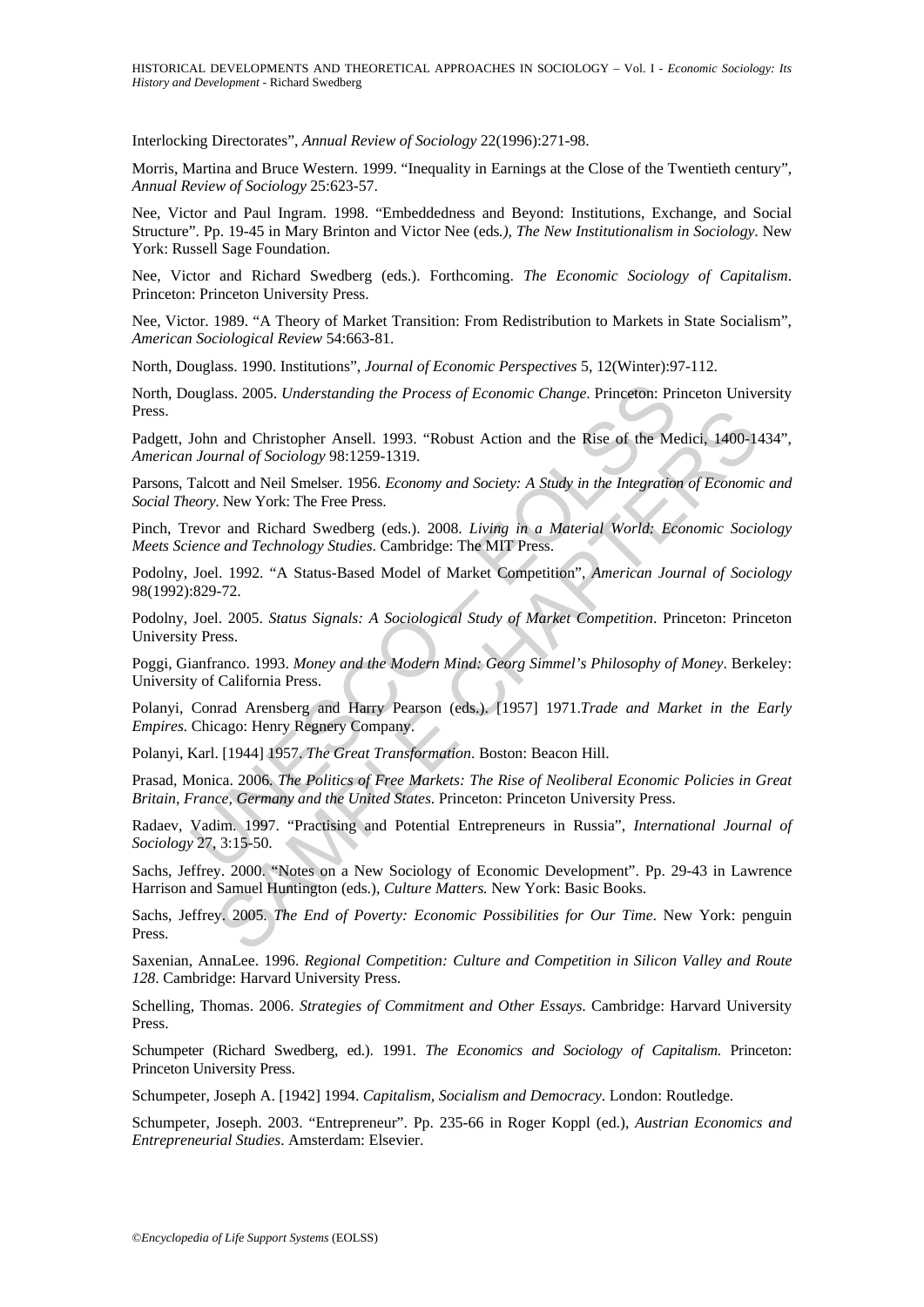Interlocking Directorates", *Annual Review of Sociology* 22(1996):271-98.

Morris, Martina and Bruce Western. 1999. "Inequality in Earnings at the Close of the Twentieth century", *Annual Review of Sociology* 25:623-57.

Nee, Victor and Paul Ingram. 1998. "Embeddedness and Beyond: Institutions, Exchange, and Social Structure". Pp. 19-45 in Mary Brinton and Victor Nee (eds*.), The New Institutionalism in Sociology*. New York: Russell Sage Foundation.

Nee, Victor and Richard Swedberg (eds.). Forthcoming. *The Economic Sociology of Capitalism*. Princeton: Princeton University Press.

Nee, Victor. 1989. "A Theory of Market Transition: From Redistribution to Markets in State Socialism", *American Sociological Review* 54:663-81.

North, Douglass. 1990. Institutions", *Journal of Economic Perspectives* 5, 12(Winter):97-112.

North, Douglass. 2005. *Understanding the Process of Economic Change*. Princeton: Princeton University Press.

Padgett, John and Christopher Ansell. 1993. "Robust Action and the Rise of the Medici, 1400-1434", *American Journal of Sociology* 98:1259-1319.

Parsons, Talcott and Neil Smelser. 1956. *Economy and Society: A Study in the Integration of Economic and Social Theory*. New York: The Free Press.

Pinch, Trevor and Richard Swedberg (eds.). 2008. *Living in a Material World: Economic Sociology Meets Science and Technology Studies*. Cambridge: The MIT Press.

Podolny, Joel. 1992. "A Status-Based Model of Market Competition", *American Journal of Sociology* 98(1992):829-72.

Podolny, Joel. 2005. *Status Signals: A Sociological Study of Market Competition*. Princeton: Princeton University Press.

Poggi, Gianfranco. 1993. *Money and the Modern Mind: Georg Simmel's Philosophy of Money*. Berkeley: University of California Press.

Polanyi, Conrad Arensberg and Harry Pearson (eds.). [1957] 1971.*Trade and Market in the Early Empires*. Chicago: Henry Regnery Company.

Polanyi, Karl. [1944] 1957. *The Great Transformation*. Boston: Beacon Hill.

Prasad, Monica. 2006. *The Politics of Free Markets: The Rise of Neoliberal Economic Policies in Great Britain, France, Germany and the United States*. Princeton: Princeton University Press.

Radaev, Vadim. 1997. "Practising and Potential Entrepreneurs in Russia", *International Journal of Sociology* 27, 3:15-50.

Sachs, Jeffrey. 2000. "Notes on a New Sociology of Economic Development". Pp. 29-43 in Lawrence Harrison and Samuel Huntington (eds.), *Culture Matters.* New York: Basic Books.

Sachs, Jeffrey. 2005. *The End of Poverty: Economic Possibilities for Our Time*. New York: penguin Press.

Saxenian, AnnaLee. 1996. *Regional Competition: Culture and Competition in Silicon Valley and Route 128*. Cambridge: Harvard University Press.

Schelling, Thomas. 2006. *Strategies of Commitment and Other Essays*. Cambridge: Harvard University Press.

Schumpeter (Richard Swedberg, ed.). 1991. *The Economics and Sociology of Capitalism.* Princeton: Princeton University Press.

Schumpeter, Joseph A. [1942] 1994. *Capitalism, Socialism and Democracy*. London: Routledge.

Schumpeter, Joseph. 2003. "Entrepreneur". Pp. 235-66 in Roger Koppl (ed.), *Austrian Economics and Entrepreneurial Studies*. Amsterdam: Elsevier.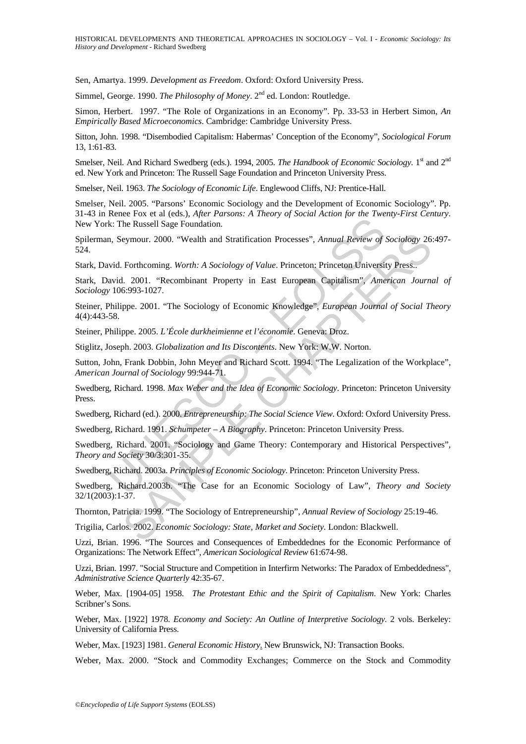Sen, Amartya. 1999. *Development as Freedom*. Oxford: Oxford University Press.

Simmel, George. 1990. *The Philosophy of Money*. 2nd ed. London: Routledge.

Simon, Herbert. 1997. "The Role of Organizations in an Economy". Pp. 33-53 in Herbert Simon, *An Empirically Based Microeconomics*. Cambridge: Cambridge University Press.

Sitton, John. 1998. "Disembodied Capitalism: Habermas' Conception of the Economy", *Sociological Forum* 13, 1:61-83.

Smelser, Neil. And Richard Swedberg (eds.). 1994, 2005. *The Handbook of Economic Sociology*. 1st and 2nd ed. New York and Princeton: The Russell Sage Foundation and Princeton University Press.

Smelser, Neil. 1963. *The Sociology of Economic Life*. Englewood Cliffs, NJ: Prentice-Hall.

Smelser, Neil. 2005. "Parsons' Economic Sociology and the Development of Economic Sociology". Pp. 31-43 in Renee Fox et al (eds.), *After Parsons: A Theory of Social Action for the Twenty-First Century*. New York: The Russell Sage Foundation.

Spilerman, Seymour. 2000. "Wealth and Stratification Processes", *Annual Review of Sociology* 26:497-524.

Stark, David. Forthcoming. *Worth: A Sociology of Value*. Princeton: Princeton University Press..

Stark, David. 2001. "Recombinant Property in East European Capitalism", *American Journal of Sociology* 106:993-1027.

Steiner, Philippe. 2001. "The Sociology of Economic Knowledge", *European Journal of Social Theory* 4(4):443-58.

Steiner, Philippe. 2005. *L'École durkheimienne et l'économie*. Geneva: Droz.

Stiglitz, Joseph. 2003. *Globalization and Its Discontents*. New York: W.W. Norton.

Sutton, John, Frank Dobbin, John Meyer and Richard Scott. 1994. "The Legalization of the Workplace", *American Journal of Sociology* 99:944-71.

Swedberg, Richard. 1998. *Max Weber and the Idea of Economic Sociology*. Princeton: Princeton University Press.

Swedberg, Richard (ed.). 2000. *Entrepreneurship: The Social Science View*. Oxford: Oxford University Press.

Swedberg, Richard. 1991. *Schumpeter – A Biography*. Princeton: Princeton University Press.

Swedberg, Richard. 2001. "Sociology and Game Theory: Contemporary and Historical Perspectives", *Theory and Society* 30/3:301-35.

Swedberg, Richard. 2003a. *Principles of Economic Sociology*. Princeton: Princeton University Press.

Swedberg, Richard.2003b. "The Case for an Economic Sociology of Law", *Theory and Society* 32/1(2003):1-37.

Thornton, Patricia. 1999. "The Sociology of Entrepreneurship", *Annual Review of Sociology* 25:19-46.

Trigilia, Carlos. 2002. *Economic Sociology: State, Market and Society*. London: Blackwell.

Uzzi, Brian. 1996. "The Sources and Consequences of Embeddednes for the Economic Performance of Organizations: The Network Effect", *American Sociological Review* 61:674-98.

Uzzi, Brian. 1997. "Social Structure and Competition in Interfirm Networks: The Paradox of Embeddedness", *Administrative Science Quarterly* 42:35-67.

Weber, Max. [1904-05] 1958. *The Protestant Ethic and the Spirit of Capitalism*. New York: Charles Scribner's Sons.

Weber, Max. [1922] 1978. *Economy and Society: An Outline of Interpretive Sociology*. 2 vols. Berkeley: University of California Press.

Weber, Max. [1923] 1981. *General Economic History*. New Brunswick, NJ: Transaction Books.

Weber, Max. 2000. "Stock and Commodity Exchanges; Commerce on the Stock and Commodity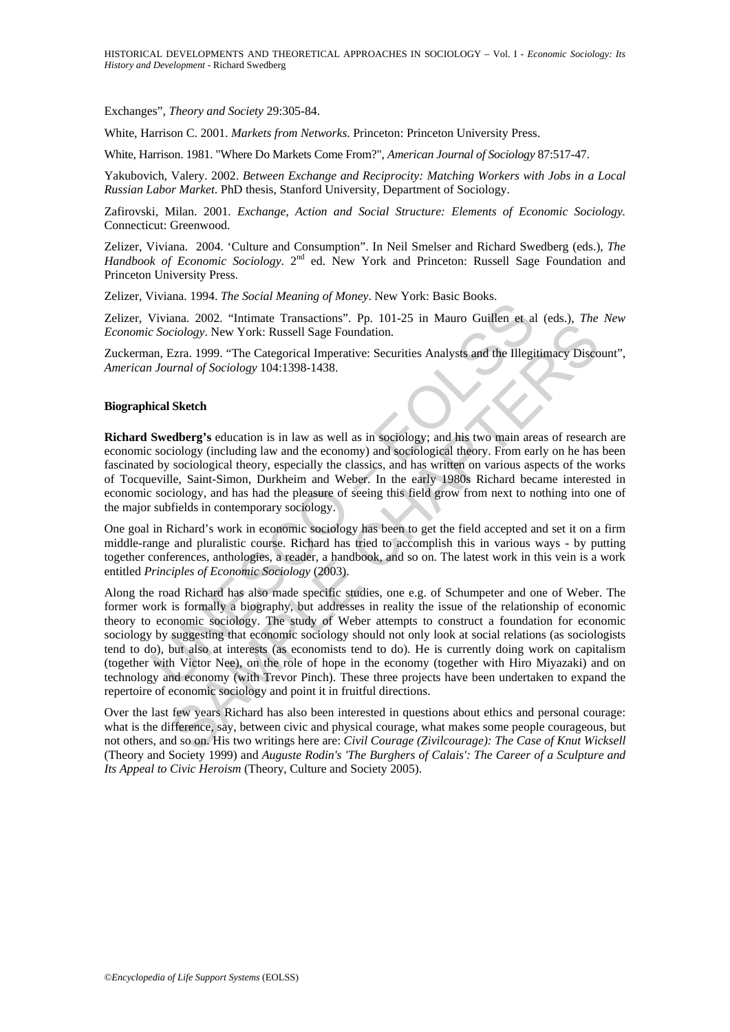Exchanges", *Theory and Society* 29:305-84.

White, Harrison C. 2001. *Markets from Networks*. Princeton: Princeton University Press.

White, Harrison. 1981. "Where Do Markets Come From?", *American Journal of Sociology* 87:517-47.

Yakubovich, Valery. 2002. *Between Exchange and Reciprocity: Matching Workers with Jobs in a Local Russian Labor Market.* PhD thesis, Stanford University, Department of Sociology.

Zafirovski, Milan. 2001. *Exchange, Action and Social Structure: Elements of Economic Sociology.* Connecticut: Greenwood.

Zelizer, Viviana. 2004. 'Culture and Consumption". In Neil Smelser and Richard Swedberg (eds.), *The Handbook of Economic Sociology*. 2nd ed. New York and Princeton: Russell Sage Foundation and Princeton University Press.

Zelizer, Viviana. 1994. *The Social Meaning of Money*. New York: Basic Books.

Zelizer, Viviana. 2002. "Intimate Transactions". Pp. 101-25 in Mauro Guillen et al (eds.), *The New Economic Sociology*. New York: Russell Sage Foundation.

Zuckerman, Ezra. 1999. "The Categorical Imperative: Securities Analysts and the Illegitimacy Discount", *American Journal of Sociology* 104:1398-1438.

**Biographical Sketch**

**Richard Swedberg's** education is in law as well as in sociology; and his two main areas of research are economic sociology (including law and the economy) and sociological theory. From early on he has been fascinated by sociological theory, especially the classics, and has written on various aspects of the works of Tocqueville, Saint-Simon, Durkheim and Weber. In the early 1980s Richard became interested in economic sociology, and has had the pleasure of seeing this field grow from next to nothing into one of the major subfields in contemporary sociology.

One goal in Richard's work in economic sociology has been to get the field accepted and set it on a firm middle-range and pluralistic course. Richard has tried to accomplish this in various ways - by putting together conferences, anthologies, a reader, a handbook, and so on. The latest work in this vein is a work entitled *Principles of Economic Sociology* (2003).

Along the road Richard has also made specific studies, one e.g. of Schumpeter and one of Weber. The former work is formally a biography, but addresses in reality the issue of the relationship of economic theory to economic sociology. The study of Weber attempts to construct a foundation for economic sociology by suggesting that economic sociology should not only look at social relations (as sociologists tend to do), but also at interests (as economists tend to do). He is currently doing work on capitalism (together with Victor Nee), on the role of hope in the economy (together with Hiro Miyazaki) and on technology and economy (with Trevor Pinch). These three projects have been undertaken to expand the repertoire of economic sociology and point it in fruitful directions.

Over the last few years Richard has also been interested in questions about ethics and personal courage: what is the difference, say, between civic and physical courage, what makes some people courageous, but not others, and so on. His two writings here are: *Civil Courage (Zivilcourage): The Case of Knut Wicksell* (Theory and Society 1999) and *Auguste Rodin's 'The Burghers of Calais': The Career of a Sculpture and Its Appeal to Civic Heroism* (Theory, Culture and Society 2005).